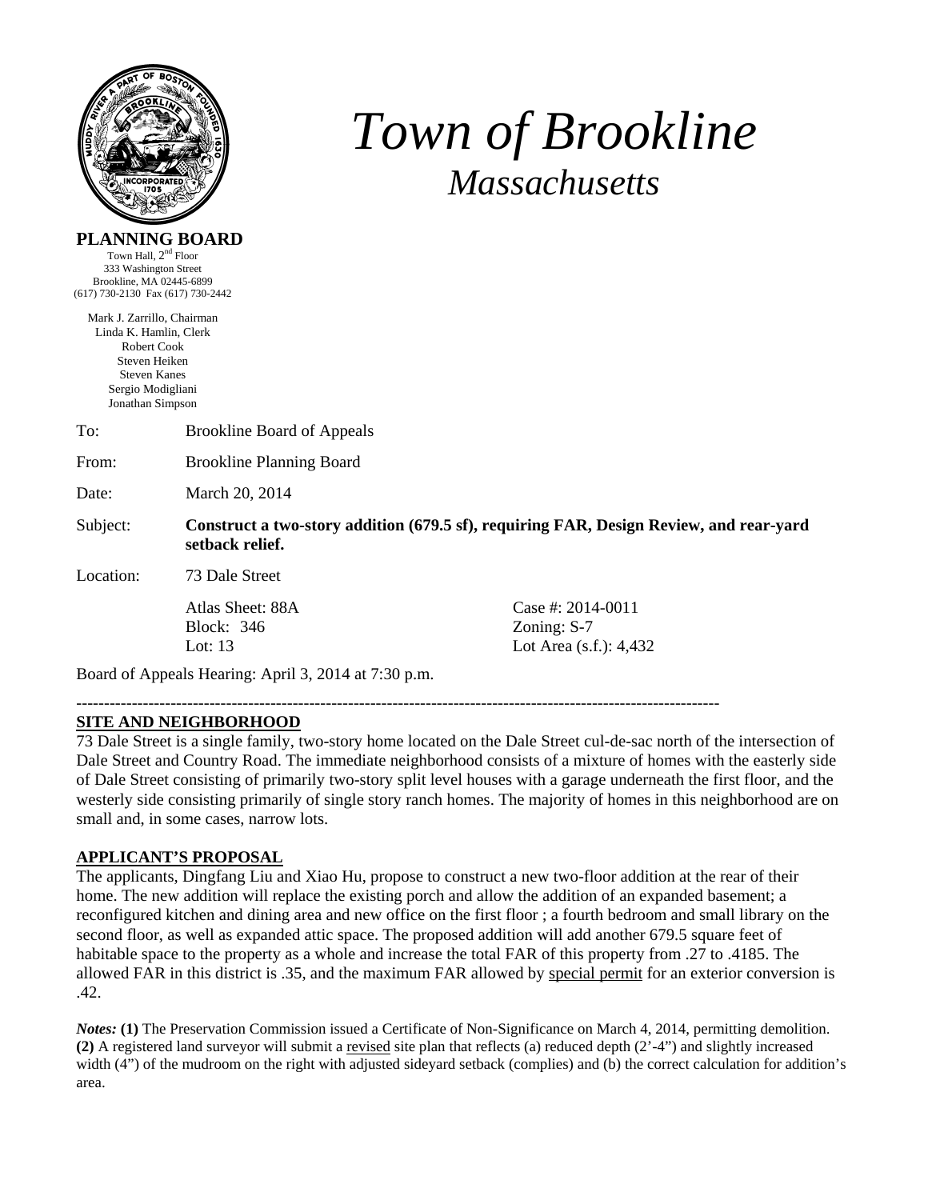# Town of Brookline

## Massachusetts

**PLANNING BOARD**

Town Hall, 2nd Floor
333 Washington Street
Brookline, MA 02445-6899
(617) 730-2130 Fax (617) 730-2442

Mark J. Zarrillo, Chairman
Linda K. Hamlin, Clerk
Robert Cook
Steven Heiken
Steven Kanes
Sergio Modigliani
Jonathan Simpson

To: Brookline Board of Appeals

From: Brookline Planning Board

Date: March 20, 2014

Subject: **Construct a two-story addition (679.5 sf), requiring FAR, Design Review, and rear-yard setback relief.**

Location: 73 Dale Street

Atlas Sheet: 88A | Case #: 2014-0011
Block: 346 | Zoning: S-7
Lot: 13 | Lot Area (s.f.): 4,432

Board of Appeals Hearing: April 3, 2014 at 7:30 p.m.

---

**SITE AND NEIGHBORHOOD**

73 Dale Street is a single family, two-story home located on the Dale Street cul-de-sac north of the intersection of Dale Street and Country Road. The immediate neighborhood consists of a mixture of homes with the easterly side of Dale Street consisting of primarily two-story split level houses with a garage underneath the first floor, and the westerly side consisting primarily of single story ranch homes. The majority of homes in this neighborhood are on small and, in some cases, narrow lots.

**APPLICANT'S PROPOSAL**

The applicants, Dingfang Liu and Xiao Hu, propose to construct a new two-floor addition at the rear of their home. The new addition will replace the existing porch and allow the addition of an expanded basement; a reconfigured kitchen and dining area and new office on the first floor ; a fourth bedroom and small library on the second floor, as well as expanded attic space. The proposed addition will add another 679.5 square feet of habitable space to the property as a whole and increase the total FAR of this property from .27 to .4185. The allowed FAR in this district is .35, and the maximum FAR allowed by special permit for an exterior conversion is .42.

***Notes:*** **(1)** The Preservation Commission issued a Certificate of Non-Significance on March 4, 2014, permitting demolition. **(2)** A registered land surveyor will submit a revised site plan that reflects (a) reduced depth (2'-4") and slightly increased width (4") of the mudroom on the right with adjusted sideyard setback (complies) and (b) the correct calculation for addition's area.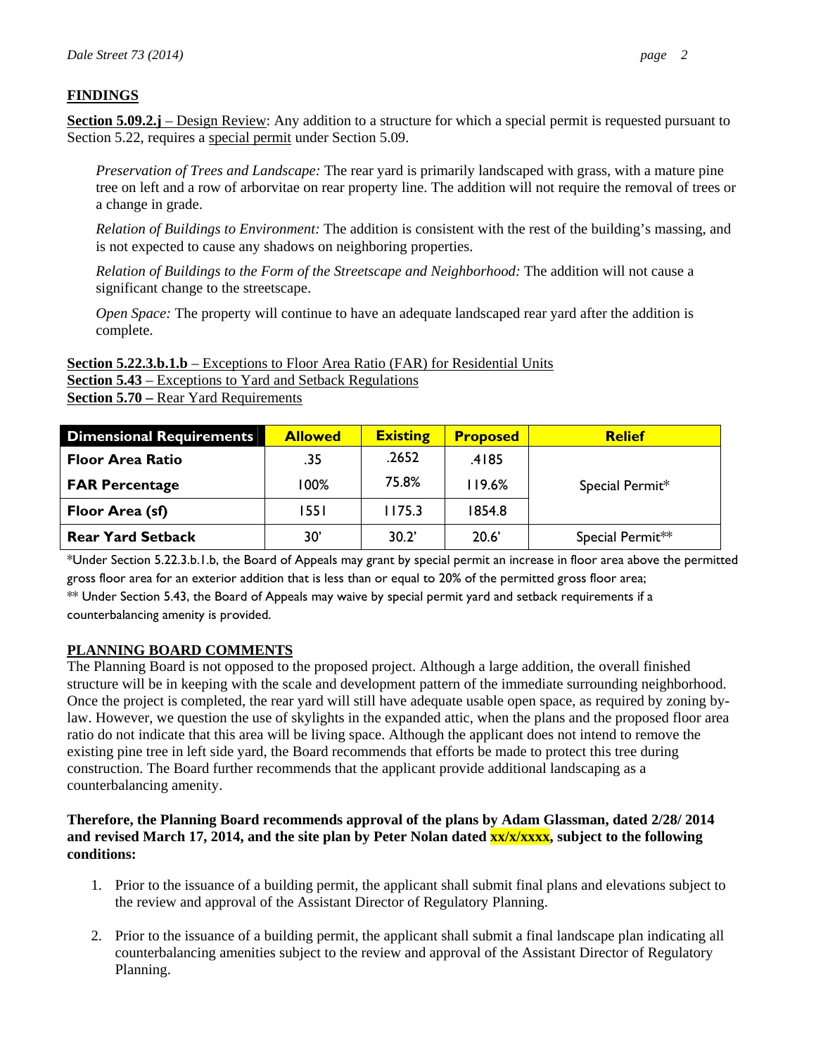## FINDINGS

**Section 5.09.2.j** – Design Review: Any addition to a structure for which a special permit is requested pursuant to Section 5.22, requires a special permit under Section 5.09.

> *Preservation of Trees and Landscape:* The rear yard is primarily landscaped with grass, with a mature pine tree on left and a row of arborvitae on rear property line. The addition will not require the removal of trees or a change in grade.
>
> *Relation of Buildings to Environment:* The addition is consistent with the rest of the building's massing, and is not expected to cause any shadows on neighboring properties.
>
> *Relation of Buildings to the Form of the Streetscape and Neighborhood:* The addition will not cause a significant change to the streetscape.
>
> *Open Space:* The property will continue to have an adequate landscaped rear yard after the addition is complete.

**Section 5.22.3.b.1.b** – Exceptions to Floor Area Ratio (FAR) for Residential Units
**Section 5.43** – Exceptions to Yard and Setback Regulations
**Section 5.70 –** Rear Yard Requirements

| Dimensional Requirements | Allowed | Existing | Proposed | Relief |
|---|---|---|---|---|
| **Floor Area Ratio** | .35 | .2652 | .4185 | Special Permit* |
| **FAR Percentage** | 100% | 75.8% | 119.6% | |
| **Floor Area (sf)** | 1551 | 1175.3 | 1854.8 | |
| **Rear Yard Setback** | 30' | 30.2' | 20.6' | Special Permit** |

*Under Section 5.22.3.b.1.b, the Board of Appeals may grant by special permit an increase in floor area above the permitted gross floor area for an exterior addition that is less than or equal to 20% of the permitted gross floor area;
** Under Section 5.43, the Board of Appeals may waive by special permit yard and setback requirements if a counterbalancing amenity is provided.

## PLANNING BOARD COMMENTS

The Planning Board is not opposed to the proposed project. Although a large addition, the overall finished structure will be in keeping with the scale and development pattern of the immediate surrounding neighborhood. Once the project is completed, the rear yard will still have adequate usable open space, as required by zoning by-law. However, we question the use of skylights in the expanded attic, when the plans and the proposed floor area ratio do not indicate that this area will be living space. Although the applicant does not intend to remove the existing pine tree in left side yard, the Board recommends that efforts be made to protect this tree during construction. The Board further recommends that the applicant provide additional landscaping as a counterbalancing amenity.

**Therefore, the Planning Board recommends approval of the plans by Adam Glassman, dated 2/28/ 2014 and revised March 17, 2014, and the site plan by Peter Nolan dated xx/x/xxxx, subject to the following conditions:**

1. Prior to the issuance of a building permit, the applicant shall submit final plans and elevations subject to the review and approval of the Assistant Director of Regulatory Planning.

2. Prior to the issuance of a building permit, the applicant shall submit a final landscape plan indicating all counterbalancing amenities subject to the review and approval of the Assistant Director of Regulatory Planning.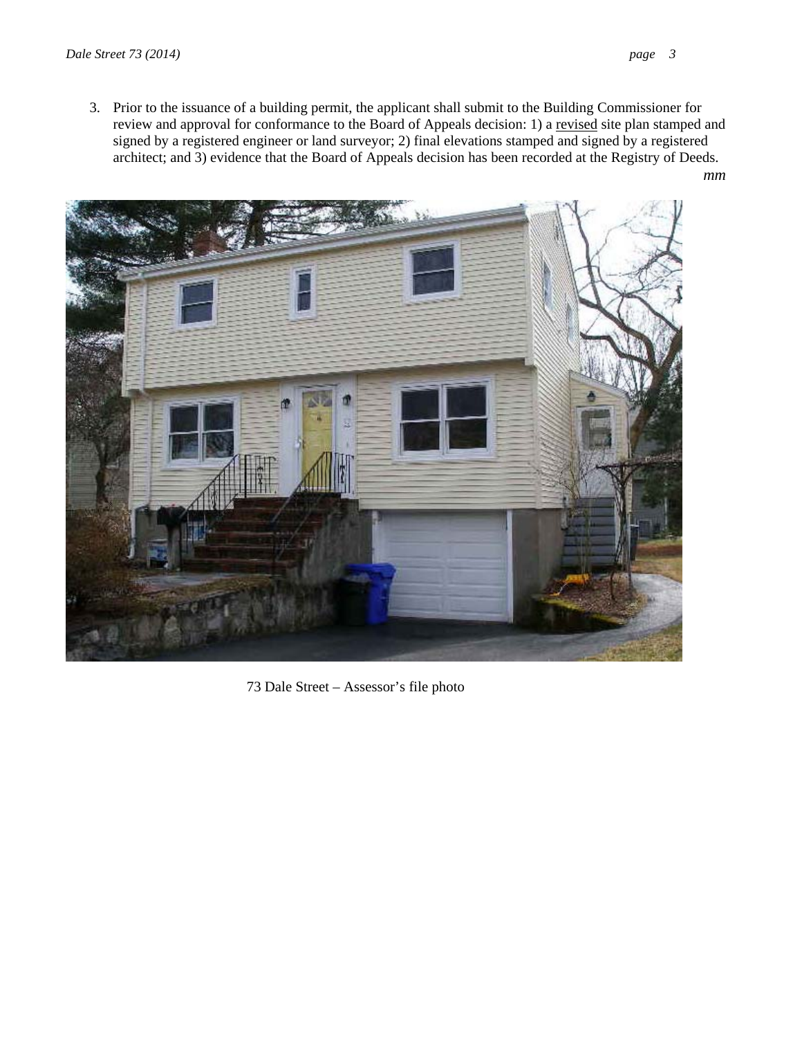3. Prior to the issuance of a building permit, the applicant shall submit to the Building Commissioner for review and approval for conformance to the Board of Appeals decision: 1) a revised site plan stamped and signed by a registered engineer or land surveyor; 2) final elevations stamped and signed by a registered architect; and 3) evidence that the Board of Appeals decision has been recorded at the Registry of Deeds.

*mm*

73 Dale Street – Assessor's file photo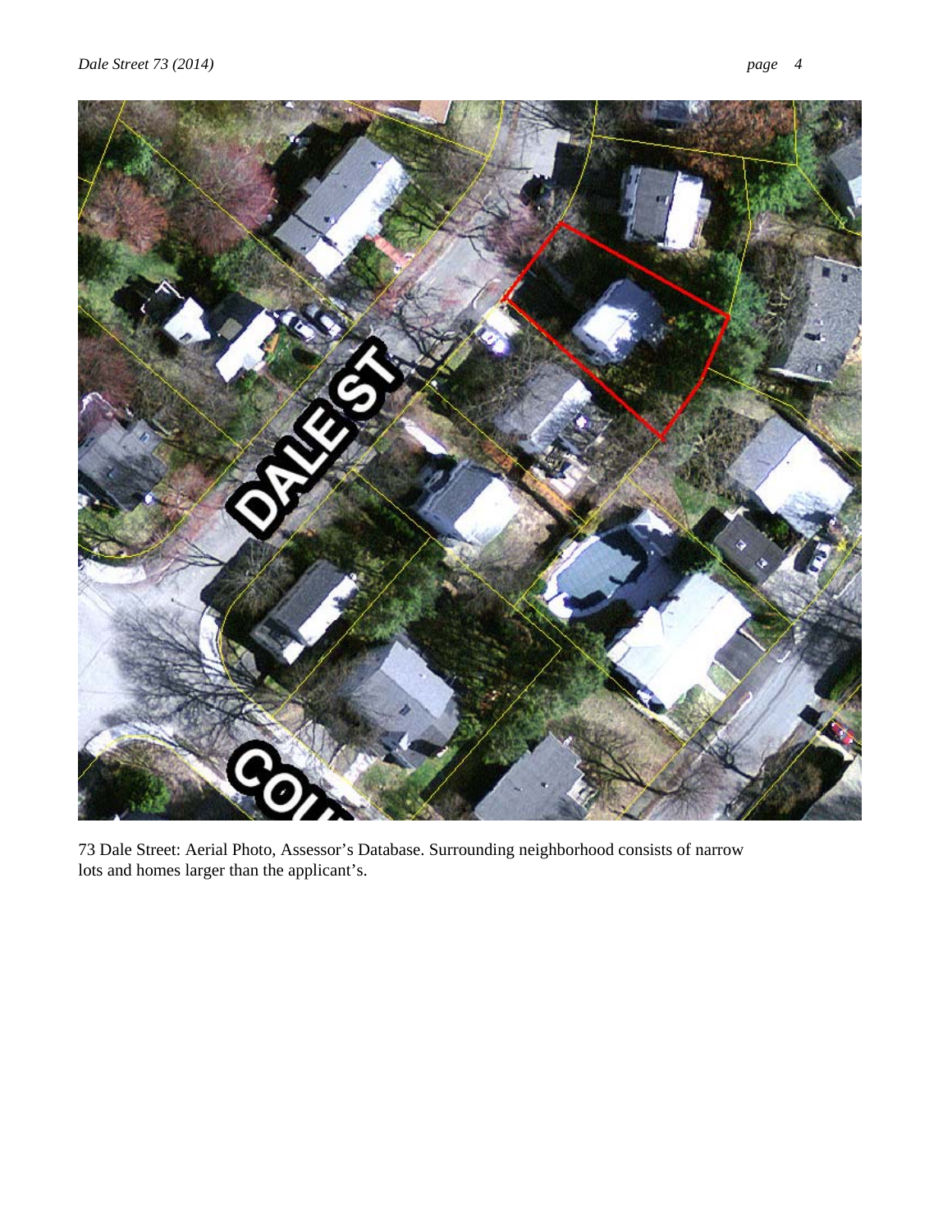73 Dale Street: Aerial Photo, Assessor's Database. Surrounding neighborhood consists of narrow lots and homes larger than the applicant's.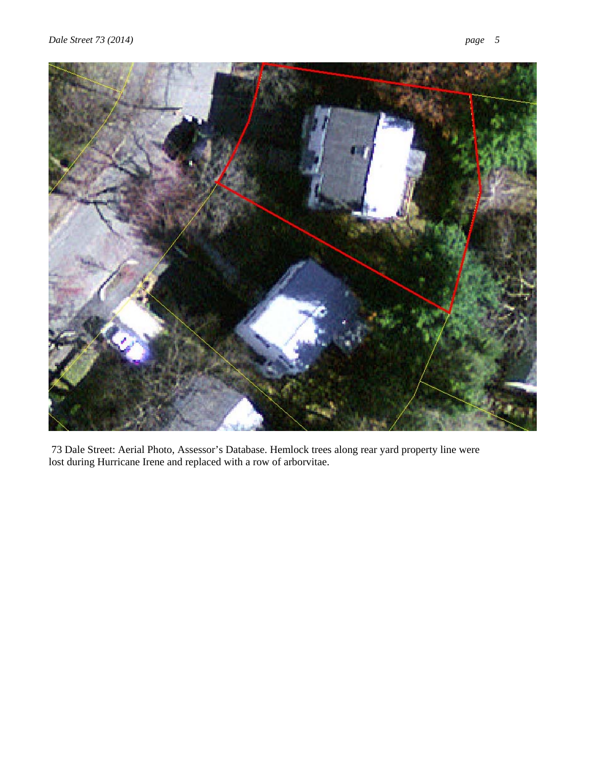73 Dale Street: Aerial Photo, Assessor's Database. Hemlock trees along rear yard property line were lost during Hurricane Irene and replaced with a row of arborvitae.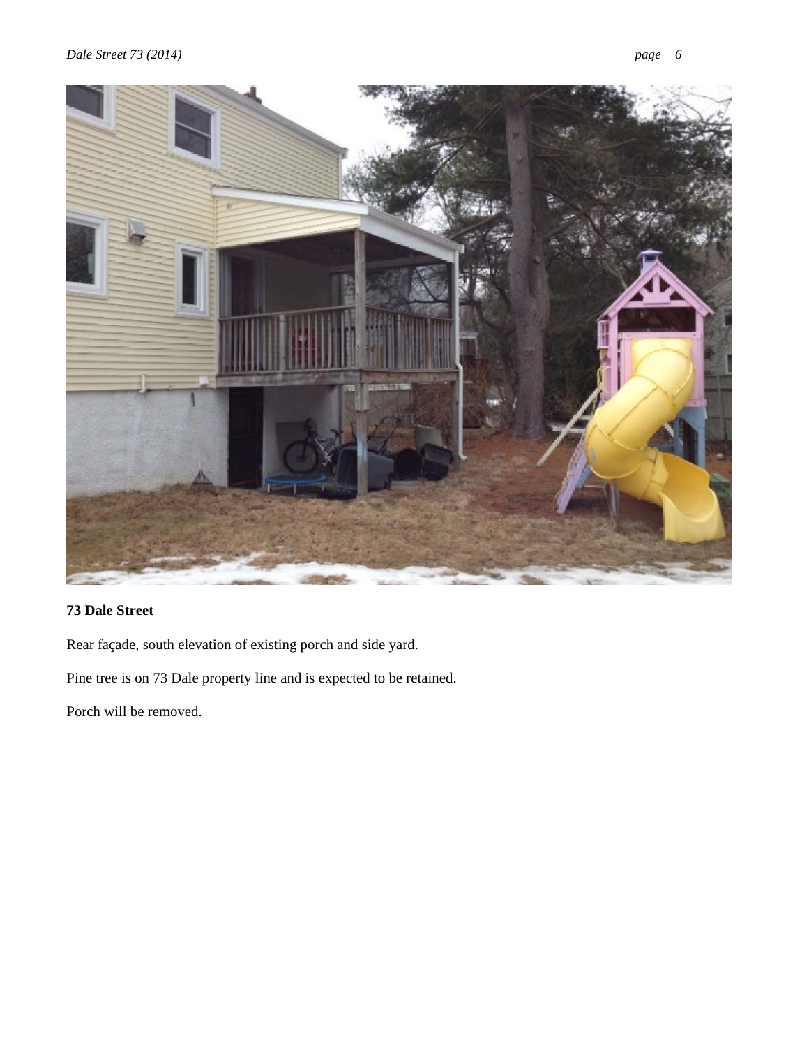**73 Dale Street**

Rear façade, south elevation of existing porch and side yard.

Pine tree is on 73 Dale property line and is expected to be retained.

Porch will be removed.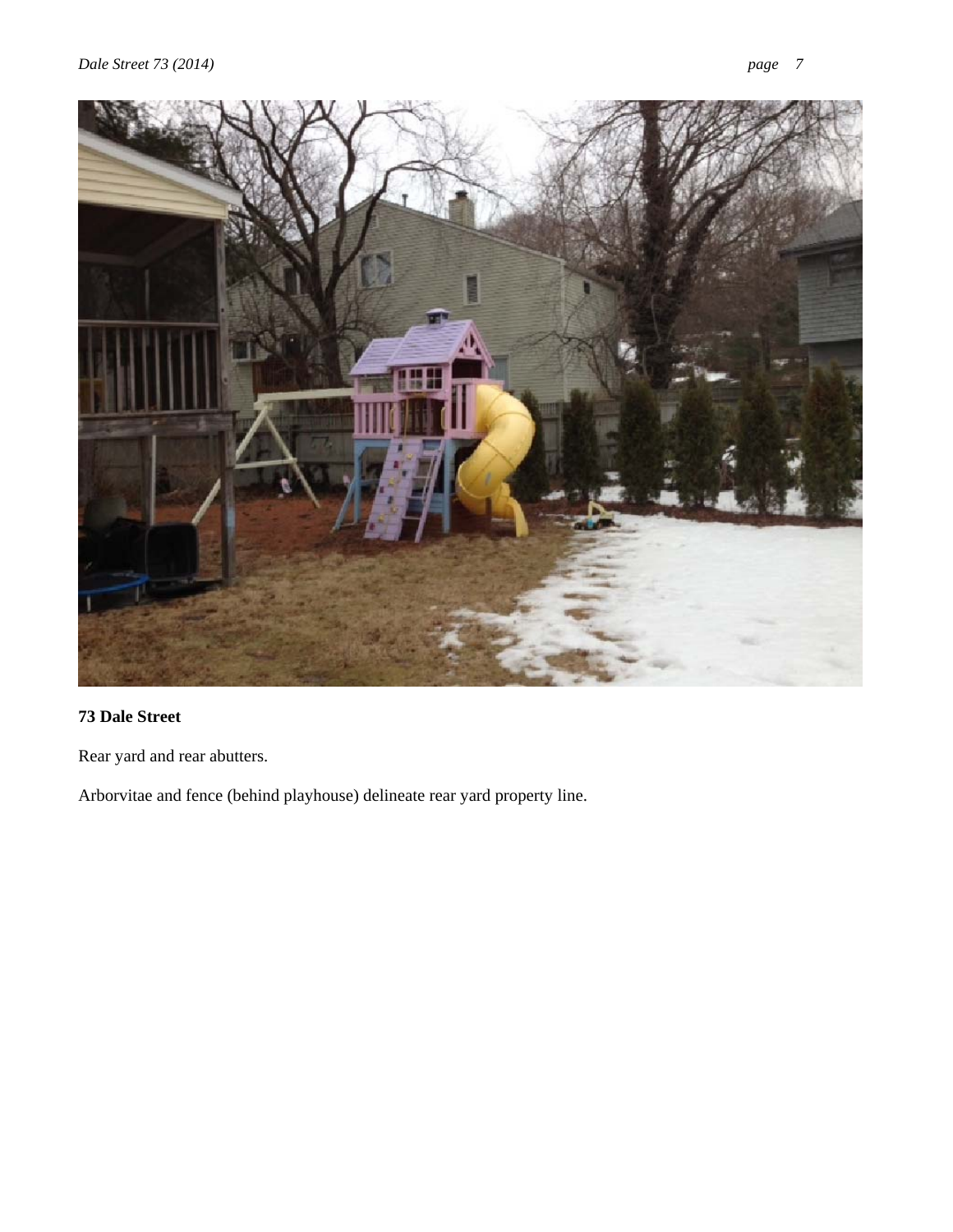**73 Dale Street**

Rear yard and rear abutters.

Arborvitae and fence (behind playhouse) delineate rear yard property line.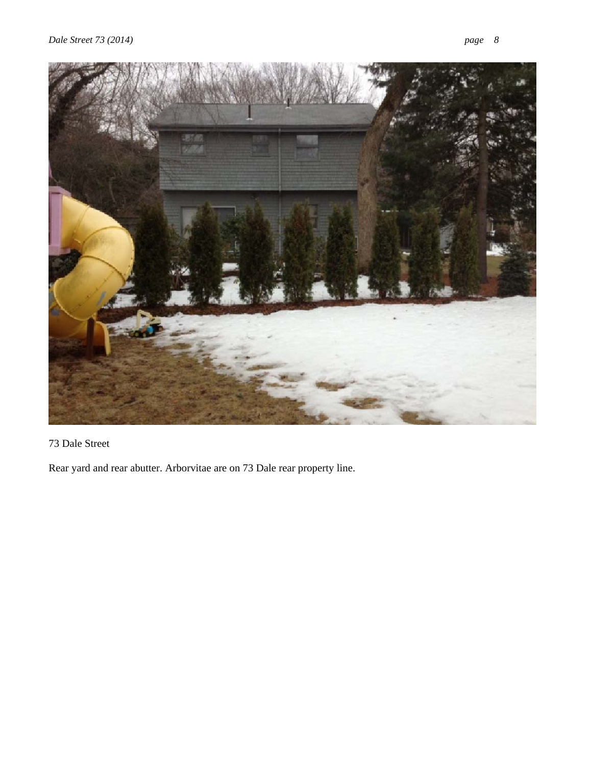73 Dale Street

Rear yard and rear abutter. Arborvitae are on 73 Dale rear property line.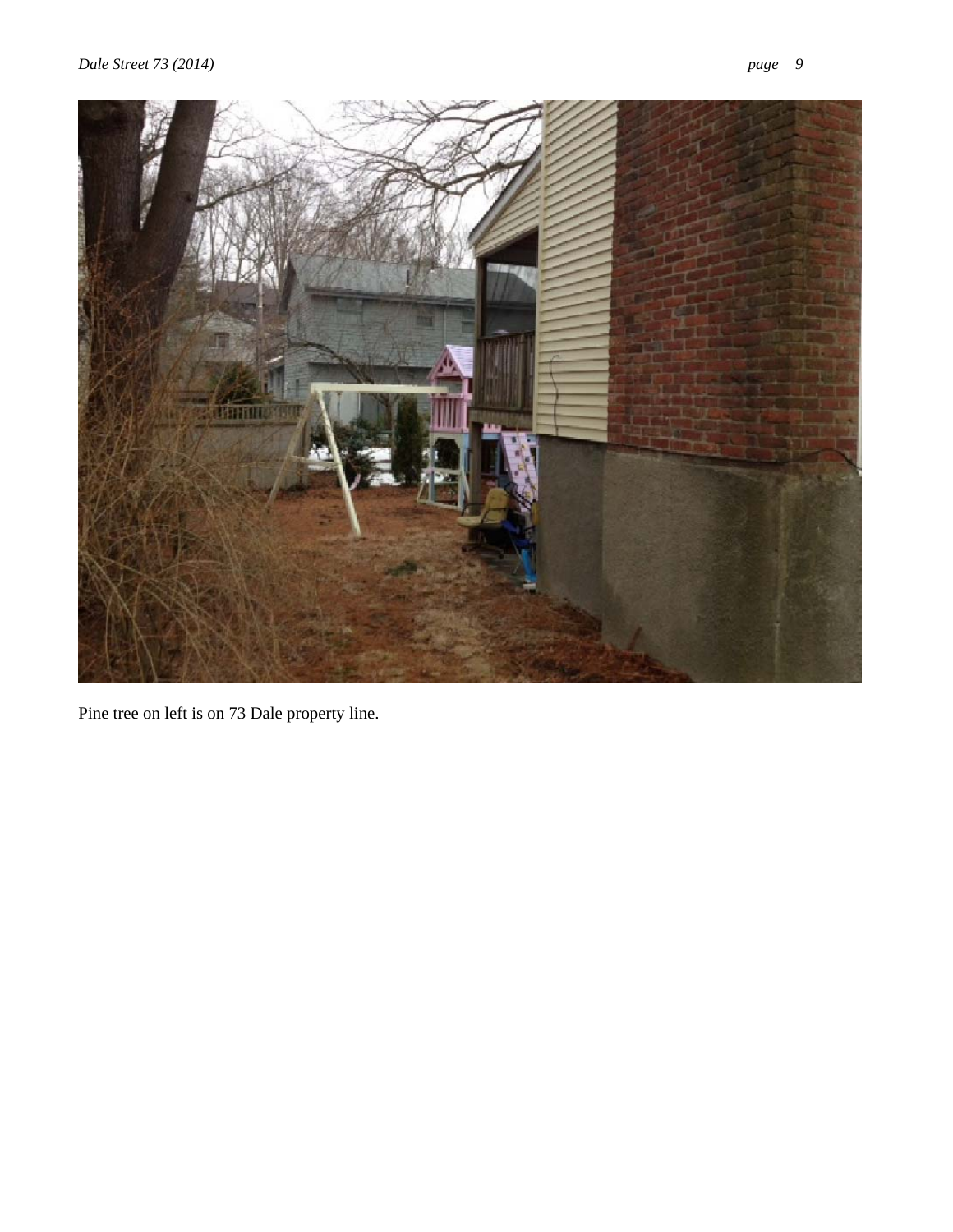Pine tree on left is on 73 Dale property line.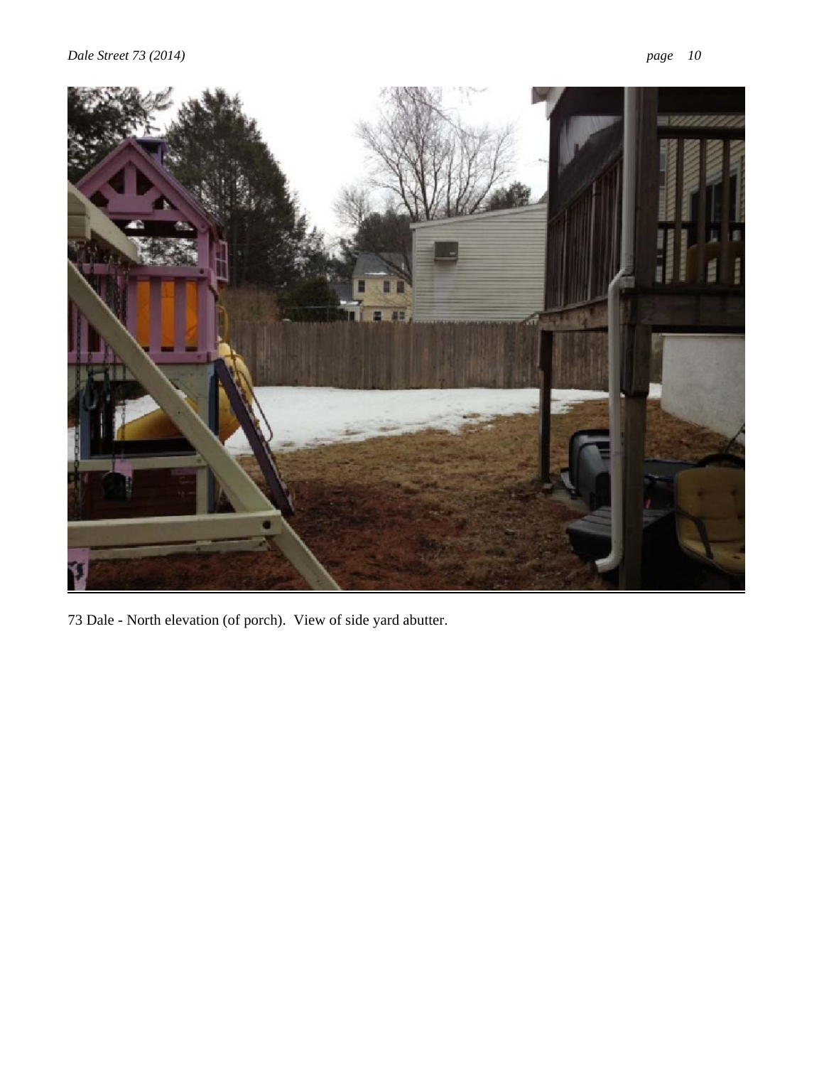73 Dale - North elevation (of porch). View of side yard abutter.